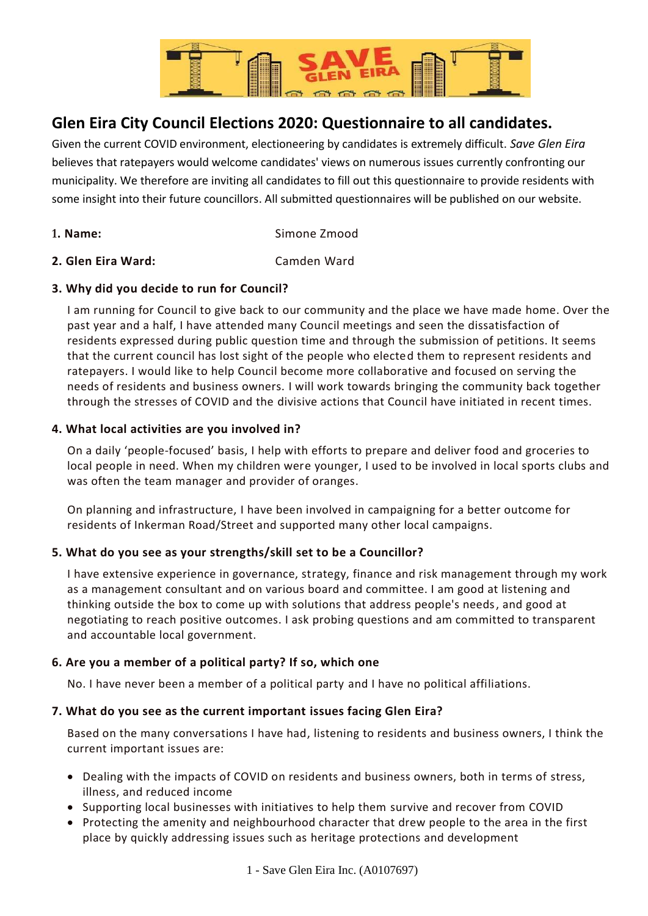# Glen Eira City Council Elections 2020: Questionnaire to all candidates.

Given the current COVID environment, electioneering by candidates is extremely difficult. *Save Glen Eira* believes that ratepayers would welcome candidates' views on numerous issues currently confronting our municipality. We therefore are inviting all candidates to fill out this questionnaire to provide residents with some insight into their future councillors. All submitted questionnaires will be published on our website.

**1. Name:** Simone Zmood

**2. Glen Eira Ward:** Camden Ward

**3. Why did you decide to run for Council?**

I am running for Council to give back to our community and the place we have made home. Over the past year and a half, I have attended many Council meetings and seen the dissatisfaction of residents expressed during public question time and through the submission of petitions. It seems that the current council has lost sight of the people who elected them to represent residents and ratepayers. I would like to help Council become more collaborative and focused on serving the needs of residents and business owners. I will work towards bringing the community back together through the stresses of COVID and the divisive actions that Council have initiated in recent times.

**4. What local activities are you involved in?**

On a daily 'people-focused' basis, I help with efforts to prepare and deliver food and groceries to local people in need. When my children were younger, I used to be involved in local sports clubs and was often the team manager and provider of oranges.

On planning and infrastructure, I have been involved in campaigning for a better outcome for residents of Inkerman Road/Street and supported many other local campaigns.

**5. What do you see as your strengths/skill set to be a Councillor?**

I have extensive experience in governance, strategy, finance and risk management through my work as a management consultant and on various board and committee. I am good at listening and thinking outside the box to come up with solutions that address people's needs, and good at negotiating to reach positive outcomes. I ask probing questions and am committed to transparent and accountable local government.

**6. Are you a member of a political party? If so, which one**

No. I have never been a member of a political party and I have no political affiliations.

**7. What do you see as the current important issues facing Glen Eira?**

Based on the many conversations I have had, listening to residents and business owners, I think the current important issues are:

- Dealing with the impacts of COVID on residents and business owners, both in terms of stress, illness, and reduced income
- Supporting local businesses with initiatives to help them survive and recover from COVID
- Protecting the amenity and neighbourhood character that drew people to the area in the first place by quickly addressing issues such as heritage protections and development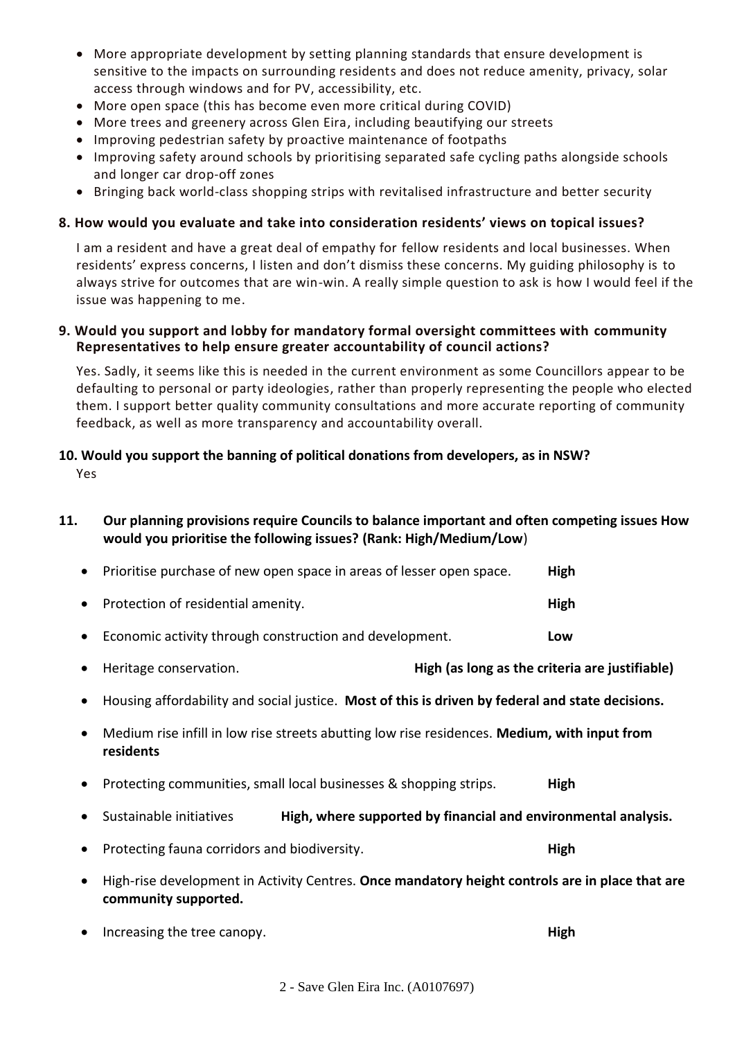- More appropriate development by setting planning standards that ensure development is sensitive to the impacts on surrounding residents and does not reduce amenity, privacy, solar access through windows and for PV, accessibility, etc.
- More open space (this has become even more critical during COVID)
- More trees and greenery across Glen Eira, including beautifying our streets
- Improving pedestrian safety by proactive maintenance of footpaths
- Improving safety around schools by prioritising separated safe cycling paths alongside schools and longer car drop-off zones
- Bringing back world-class shopping strips with revitalised infrastructure and better security

**8. How would you evaluate and take into consideration residents' views on topical issues?**

I am a resident and have a great deal of empathy for fellow residents and local businesses. When residents' express concerns, I listen and don't dismiss these concerns. My guiding philosophy is to always strive for outcomes that are win-win. A really simple question to ask is how I would feel if the issue was happening to me.

**9. Would you support and lobby for mandatory formal oversight committees with community Representatives to help ensure greater accountability of council actions?**

Yes. Sadly, it seems like this is needed in the current environment as some Councillors appear to be defaulting to personal or party ideologies, rather than properly representing the people who elected them. I support better quality community consultations and more accurate reporting of community feedback, as well as more transparency and accountability overall.

**10. Would you support the banning of political donations from developers, as in NSW?**

Yes

**11. Our planning provisions require Councils to balance important and often competing issues How would you prioritise the following issues? (Rank: High/Medium/Low)**

- Prioritise purchase of new open space in areas of lesser open space. **High**
- Protection of residential amenity. **High**
- Economic activity through construction and development. **Low**
- Heritage conservation. **High (as long as the criteria are justifiable)**
- Housing affordability and social justice. **Most of this is driven by federal and state decisions.**
- Medium rise infill in low rise streets abutting low rise residences. **Medium, with input from residents**
- Protecting communities, small local businesses & shopping strips. **High**
- Sustainable initiatives **High, where supported by financial and environmental analysis.**
- Protecting fauna corridors and biodiversity. **High**
- High-rise development in Activity Centres. **Once mandatory height controls are in place that are community supported.**
- Increasing the tree canopy. **High**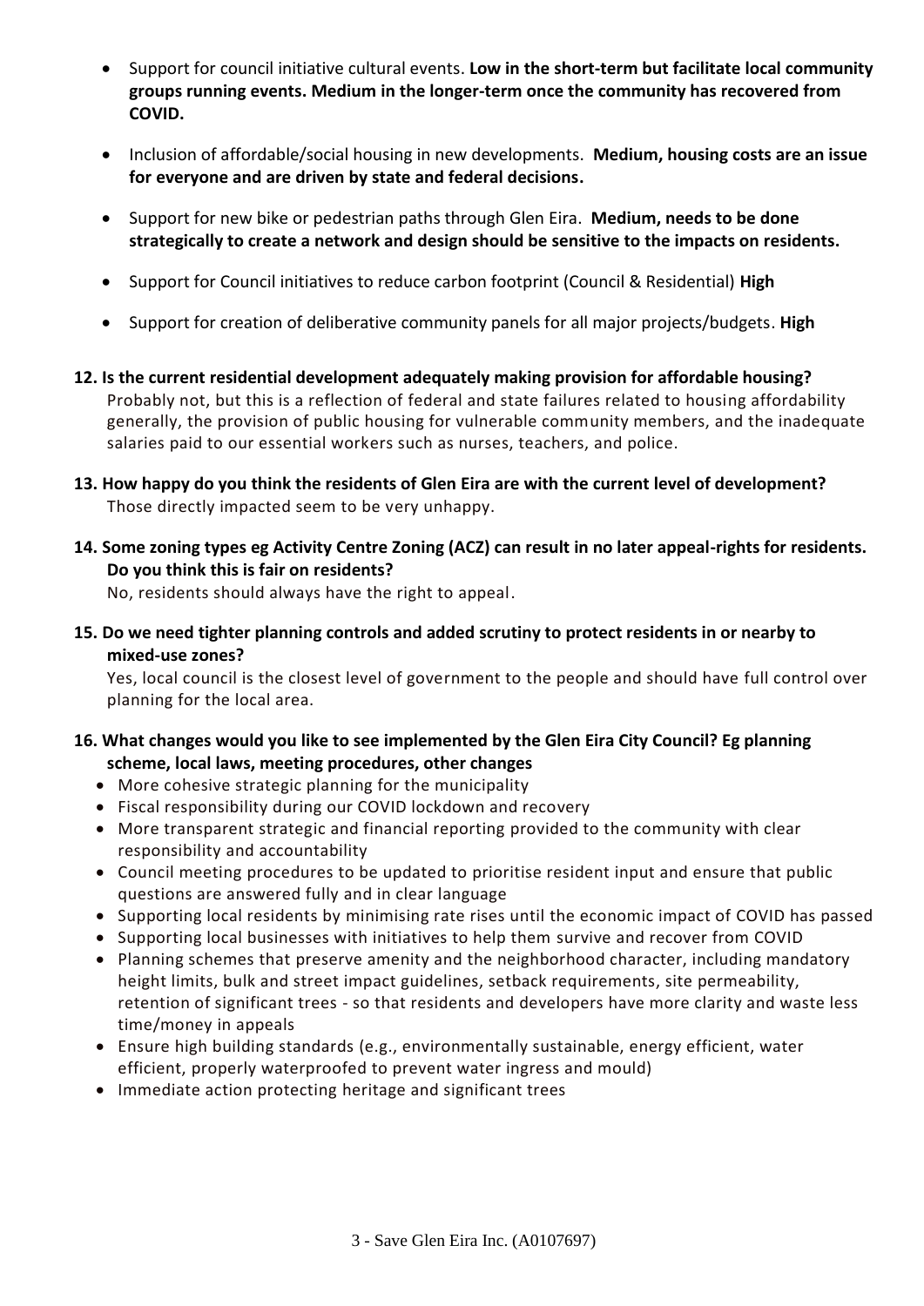- Support for council initiative cultural events. **Low in the short-term but facilitate local community groups running events. Medium in the longer-term once the community has recovered from COVID.**

- Inclusion of affordable/social housing in new developments. **Medium, housing costs are an issue for everyone and are driven by state and federal decisions.**

- Support for new bike or pedestrian paths through Glen Eira. **Medium, needs to be done strategically to create a network and design should be sensitive to the impacts on residents.**

- Support for Council initiatives to reduce carbon footprint (Council & Residential) **High**

- Support for creation of deliberative community panels for all major projects/budgets. **High**

**12. Is the current residential development adequately making provision for affordable housing?**

Probably not, but this is a reflection of federal and state failures related to housing affordability generally, the provision of public housing for vulnerable community members, and the inadequate salaries paid to our essential workers such as nurses, teachers, and police.

**13. How happy do you think the residents of Glen Eira are with the current level of development?**

Those directly impacted seem to be very unhappy.

**14. Some zoning types eg Activity Centre Zoning (ACZ) can result in no later appeal-rights for residents. Do you think this is fair on residents?**

No, residents should always have the right to appeal.

**15. Do we need tighter planning controls and added scrutiny to protect residents in or nearby to mixed-use zones?**

Yes, local council is the closest level of government to the people and should have full control over planning for the local area.

**16. What changes would you like to see implemented by the Glen Eira City Council? Eg planning scheme, local laws, meeting procedures, other changes**

- More cohesive strategic planning for the municipality
- Fiscal responsibility during our COVID lockdown and recovery
- More transparent strategic and financial reporting provided to the community with clear responsibility and accountability
- Council meeting procedures to be updated to prioritise resident input and ensure that public questions are answered fully and in clear language
- Supporting local residents by minimising rate rises until the economic impact of COVID has passed
- Supporting local businesses with initiatives to help them survive and recover from COVID
- Planning schemes that preserve amenity and the neighborhood character, including mandatory height limits, bulk and street impact guidelines, setback requirements, site permeability, retention of significant trees - so that residents and developers have more clarity and waste less time/money in appeals
- Ensure high building standards (e.g., environmentally sustainable, energy efficient, water efficient, properly waterproofed to prevent water ingress and mould)
- Immediate action protecting heritage and significant trees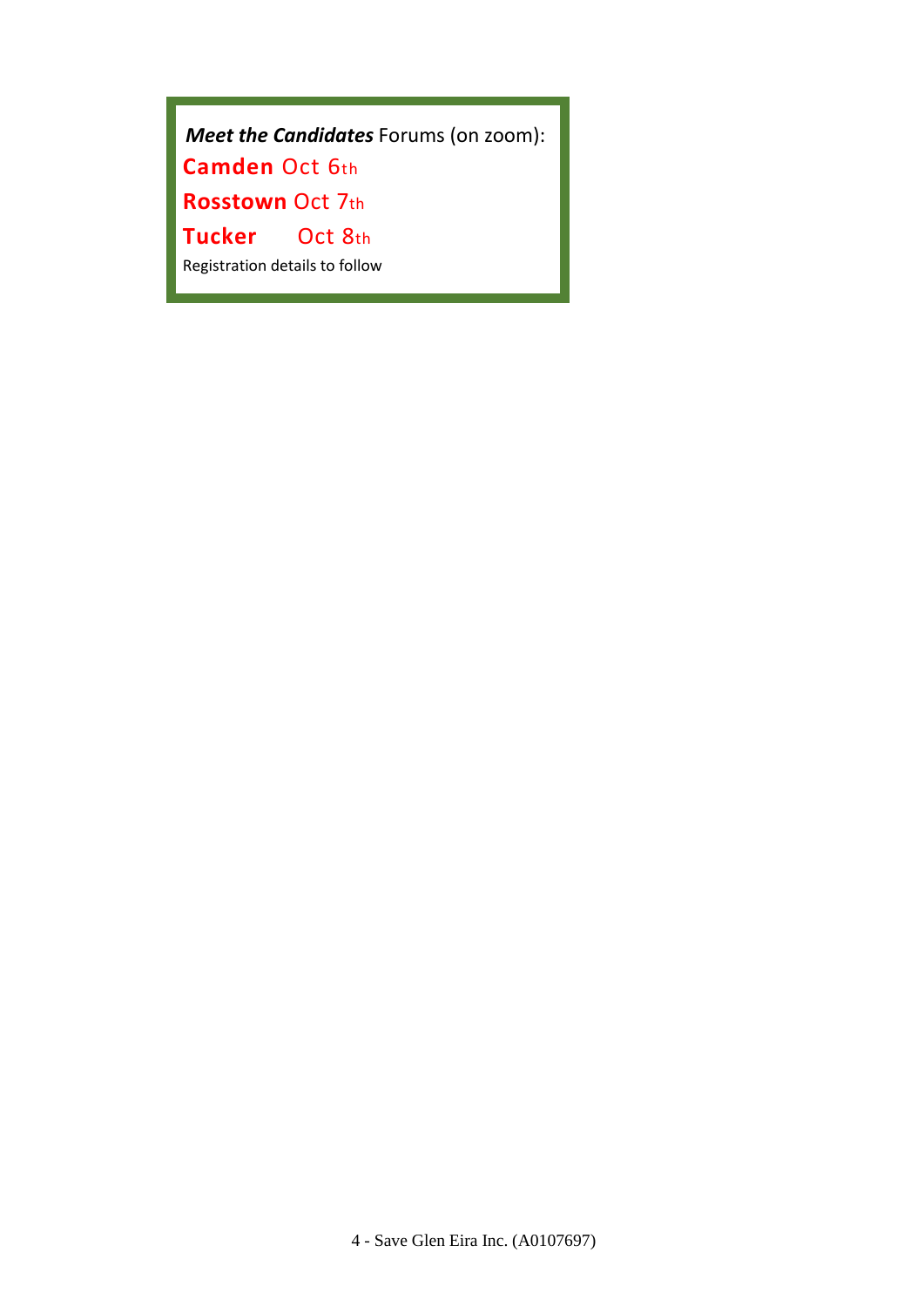***Meet the Candidates*** Forums (on zoom):

**Camden** Oct 6th

**Rosstown** Oct 7th

**Tucker** Oct 8th

Registration details to follow